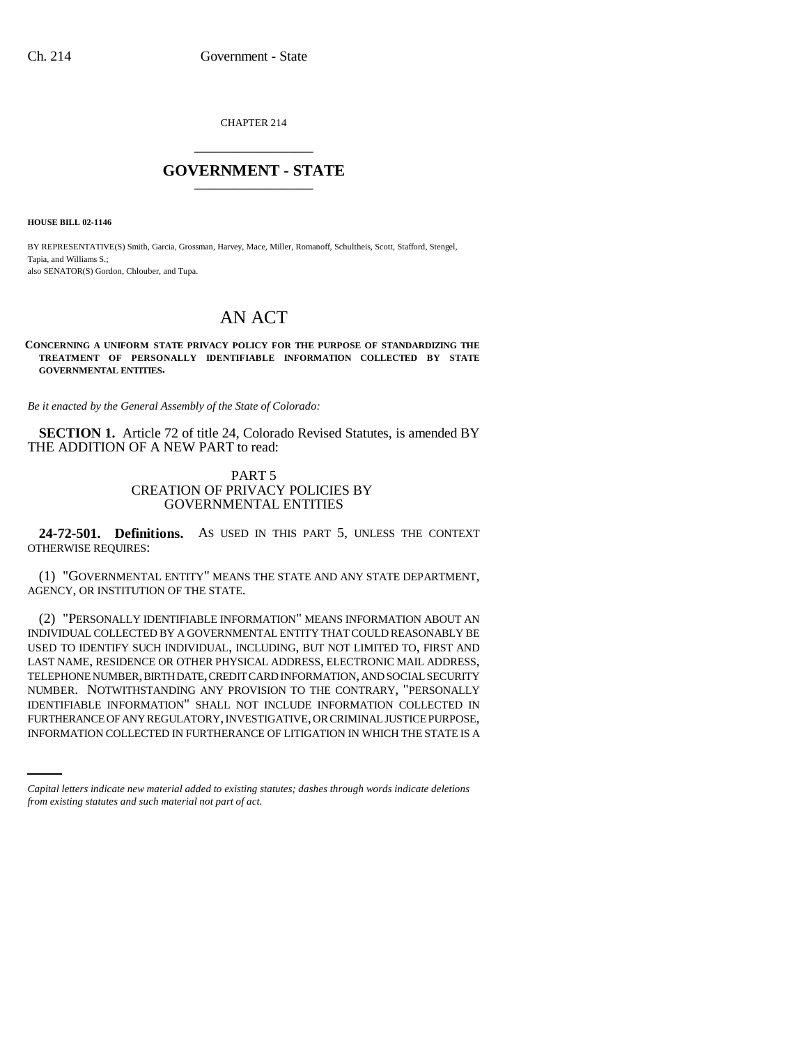CHAPTER 214

# GOVERNMENT - STATE

**HOUSE BILL 02-1146**

BY REPRESENTATIVE(S) Smith, Garcia, Grossman, Harvey, Mace, Miller, Romanoff, Schultheis, Scott, Stafford, Stengel, Tapia, and Williams S.;
also SENATOR(S) Gordon, Chlouber, and Tupa.

# AN ACT

**CONCERNING A UNIFORM STATE PRIVACY POLICY FOR THE PURPOSE OF STANDARDIZING THE TREATMENT OF PERSONALLY IDENTIFIABLE INFORMATION COLLECTED BY STATE GOVERNMENTAL ENTITIES.**

*Be it enacted by the General Assembly of the State of Colorado:*

**SECTION 1.** Article 72 of title 24, Colorado Revised Statutes, is amended BY THE ADDITION OF A NEW PART to read:

PART 5
CREATION OF PRIVACY POLICIES BY GOVERNMENTAL ENTITIES

**24-72-501. Definitions.** AS USED IN THIS PART 5, UNLESS THE CONTEXT OTHERWISE REQUIRES:

(1) "GOVERNMENTAL ENTITY" MEANS THE STATE AND ANY STATE DEPARTMENT, AGENCY, OR INSTITUTION OF THE STATE.

(2) "PERSONALLY IDENTIFIABLE INFORMATION" MEANS INFORMATION ABOUT AN INDIVIDUAL COLLECTED BY A GOVERNMENTAL ENTITY THAT COULD REASONABLY BE USED TO IDENTIFY SUCH INDIVIDUAL, INCLUDING, BUT NOT LIMITED TO, FIRST AND LAST NAME, RESIDENCE OR OTHER PHYSICAL ADDRESS, ELECTRONIC MAIL ADDRESS, TELEPHONE NUMBER, BIRTH DATE, CREDIT CARD INFORMATION, AND SOCIAL SECURITY NUMBER. NOTWITHSTANDING ANY PROVISION TO THE CONTRARY, "PERSONALLY IDENTIFIABLE INFORMATION" SHALL NOT INCLUDE INFORMATION COLLECTED IN FURTHERANCE OF ANY REGULATORY, INVESTIGATIVE, OR CRIMINAL JUSTICE PURPOSE, INFORMATION COLLECTED IN FURTHERANCE OF LITIGATION IN WHICH THE STATE IS A

*Capital letters indicate new material added to existing statutes; dashes through words indicate deletions from existing statutes and such material not part of act.*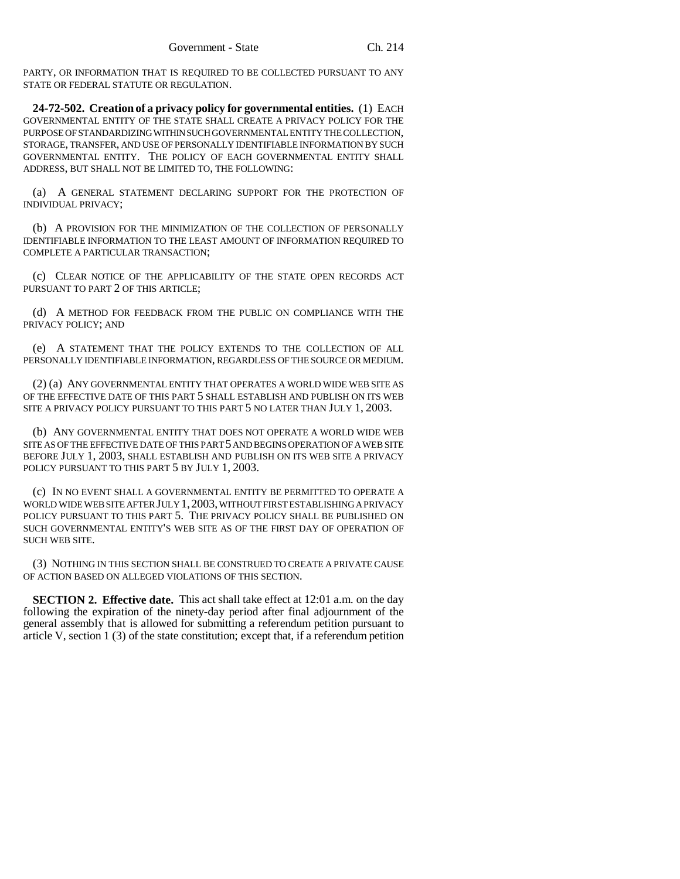PARTY, OR INFORMATION THAT IS REQUIRED TO BE COLLECTED PURSUANT TO ANY STATE OR FEDERAL STATUTE OR REGULATION.

**24-72-502. Creation of a privacy policy for governmental entities.** (1) EACH GOVERNMENTAL ENTITY OF THE STATE SHALL CREATE A PRIVACY POLICY FOR THE PURPOSE OF STANDARDIZING WITHIN SUCH GOVERNMENTAL ENTITY THE COLLECTION, STORAGE, TRANSFER, AND USE OF PERSONALLY IDENTIFIABLE INFORMATION BY SUCH GOVERNMENTAL ENTITY. THE POLICY OF EACH GOVERNMENTAL ENTITY SHALL ADDRESS, BUT SHALL NOT BE LIMITED TO, THE FOLLOWING:

(a) A GENERAL STATEMENT DECLARING SUPPORT FOR THE PROTECTION OF INDIVIDUAL PRIVACY;

(b) A PROVISION FOR THE MINIMIZATION OF THE COLLECTION OF PERSONALLY IDENTIFIABLE INFORMATION TO THE LEAST AMOUNT OF INFORMATION REQUIRED TO COMPLETE A PARTICULAR TRANSACTION;

(c) CLEAR NOTICE OF THE APPLICABILITY OF THE STATE OPEN RECORDS ACT PURSUANT TO PART 2 OF THIS ARTICLE;

(d) A METHOD FOR FEEDBACK FROM THE PUBLIC ON COMPLIANCE WITH THE PRIVACY POLICY; AND

(e) A STATEMENT THAT THE POLICY EXTENDS TO THE COLLECTION OF ALL PERSONALLY IDENTIFIABLE INFORMATION, REGARDLESS OF THE SOURCE OR MEDIUM.

(2) (a) ANY GOVERNMENTAL ENTITY THAT OPERATES A WORLD WIDE WEB SITE AS OF THE EFFECTIVE DATE OF THIS PART 5 SHALL ESTABLISH AND PUBLISH ON ITS WEB SITE A PRIVACY POLICY PURSUANT TO THIS PART 5 NO LATER THAN JULY 1, 2003.

(b) ANY GOVERNMENTAL ENTITY THAT DOES NOT OPERATE A WORLD WIDE WEB SITE AS OF THE EFFECTIVE DATE OF THIS PART 5 AND BEGINS OPERATION OF A WEB SITE BEFORE JULY 1, 2003, SHALL ESTABLISH AND PUBLISH ON ITS WEB SITE A PRIVACY POLICY PURSUANT TO THIS PART 5 BY JULY 1, 2003.

(c) IN NO EVENT SHALL A GOVERNMENTAL ENTITY BE PERMITTED TO OPERATE A WORLD WIDE WEB SITE AFTER JULY 1, 2003, WITHOUT FIRST ESTABLISHING A PRIVACY POLICY PURSUANT TO THIS PART 5. THE PRIVACY POLICY SHALL BE PUBLISHED ON SUCH GOVERNMENTAL ENTITY'S WEB SITE AS OF THE FIRST DAY OF OPERATION OF SUCH WEB SITE.

(3) NOTHING IN THIS SECTION SHALL BE CONSTRUED TO CREATE A PRIVATE CAUSE OF ACTION BASED ON ALLEGED VIOLATIONS OF THIS SECTION.

**SECTION 2. Effective date.** This act shall take effect at 12:01 a.m. on the day following the expiration of the ninety-day period after final adjournment of the general assembly that is allowed for submitting a referendum petition pursuant to article V, section 1 (3) of the state constitution; except that, if a referendum petition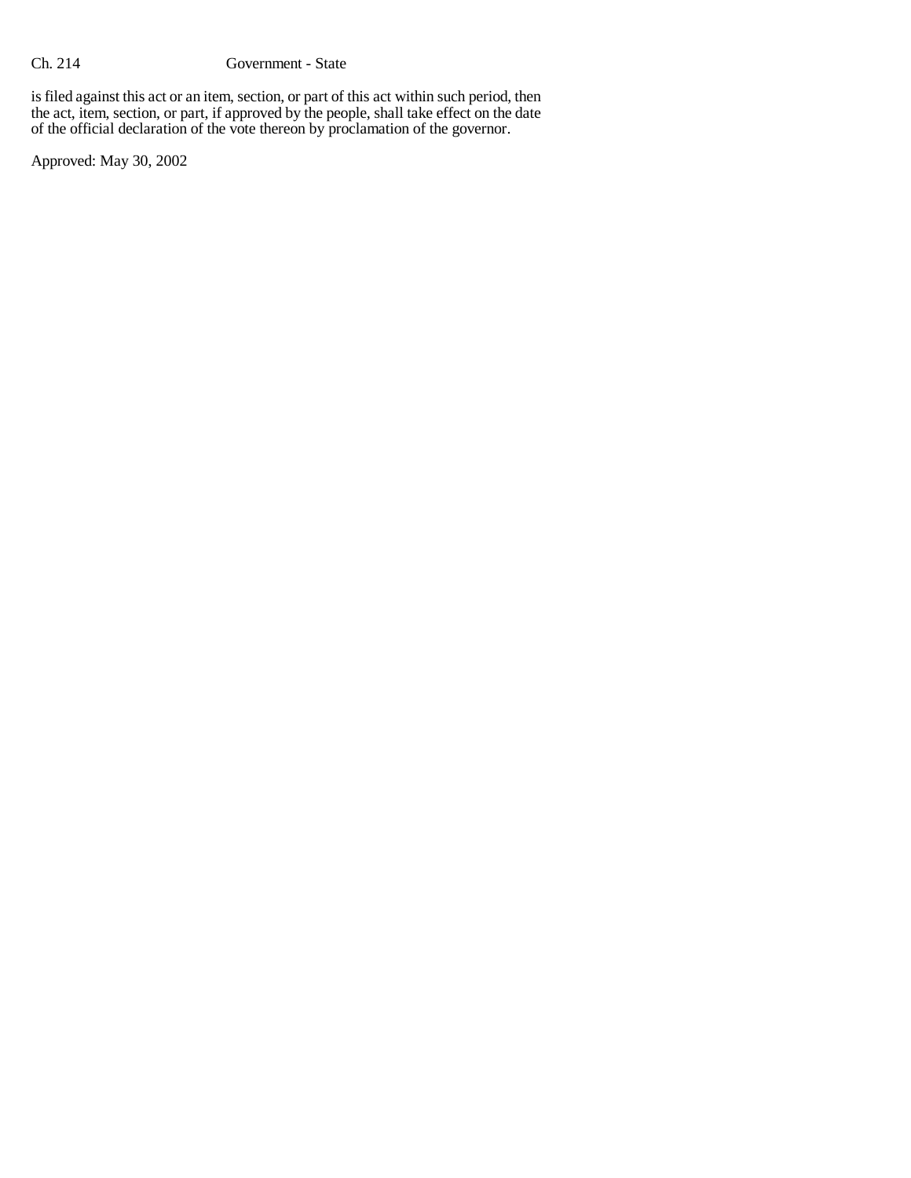is filed against this act or an item, section, or part of this act within such period, then the act, item, section, or part, if approved by the people, shall take effect on the date of the official declaration of the vote thereon by proclamation of the governor.

Approved: May 30, 2002